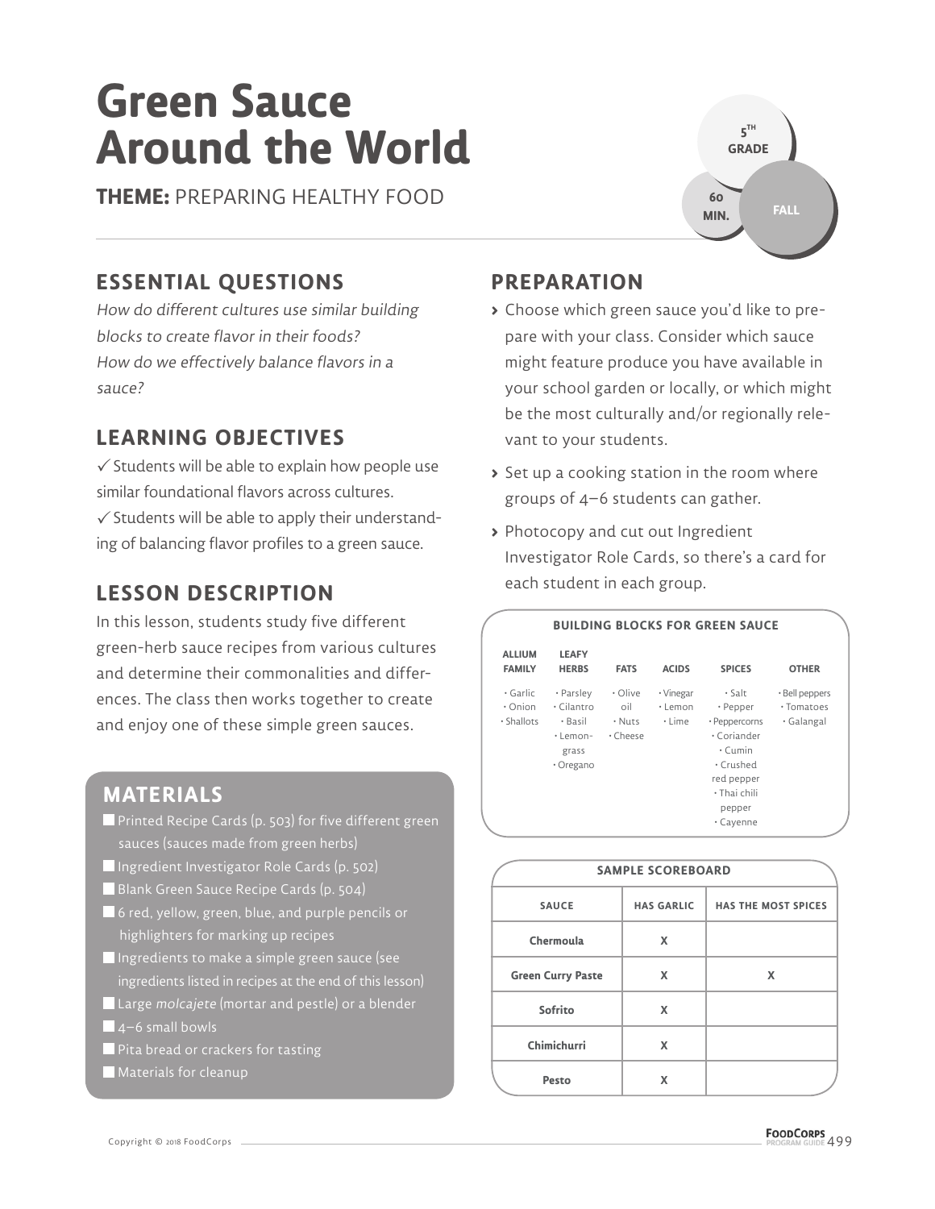# Green Sauce Around the World

**THEME:** PREPARING HEALTHY FOOD

5TH GRADE · 60 MIN. · FALL

## ESSENTIAL QUESTIONS

*How do different cultures use similar building blocks to create flavor in their foods?*
*How do we effectively balance flavors in a sauce?*

## LEARNING OBJECTIVES

✓ Students will be able to explain how people use similar foundational flavors across cultures.
✓ Students will be able to apply their understanding of balancing flavor profiles to a green sauce.

## LESSON DESCRIPTION

In this lesson, students study five different green-herb sauce recipes from various cultures and determine their commonalities and differences. The class then works together to create and enjoy one of these simple green sauces.

## MATERIALS

- Printed Recipe Cards (p. 503) for five different green sauces (sauces made from green herbs)
- Ingredient Investigator Role Cards (p. 502)
- Blank Green Sauce Recipe Cards (p. 504)
- 6 red, yellow, green, blue, and purple pencils or highlighters for marking up recipes
- Ingredients to make a simple green sauce (see ingredients listed in recipes at the end of this lesson)
- Large *molcajete* (mortar and pestle) or a blender
- 4–6 small bowls
- Pita bread or crackers for tasting
- Materials for cleanup

## PREPARATION

- Choose which green sauce you'd like to prepare with your class. Consider which sauce might feature produce you have available in your school garden or locally, or which might be the most culturally and/or regionally relevant to your students.
- Set up a cooking station in the room where groups of 4–6 students can gather.
- Photocopy and cut out Ingredient Investigator Role Cards, so there's a card for each student in each group.

**BUILDING BLOCKS FOR GREEN SAUCE**

| ALLIUM FAMILY | LEAFY HERBS | FATS | ACIDS | SPICES | OTHER |
|---|---|---|---|---|---|
| • Garlic<br>• Onion<br>• Shallots | • Parsley<br>• Cilantro<br>• Basil<br>• Lemongrass<br>• Oregano | • Olive oil<br>• Nuts<br>• Cheese | • Vinegar<br>• Lemon<br>• Lime | • Salt<br>• Pepper<br>• Peppercorns<br>• Coriander<br>• Cumin<br>• Crushed red pepper<br>• Thai chili pepper<br>• Cayenne | • Bell peppers<br>• Tomatoes<br>• Galangal |

**SAMPLE SCOREBOARD**

| SAUCE | HAS GARLIC | HAS THE MOST SPICES |
|---|---|---|
| Chermoula | X | |
| Green Curry Paste | X | X |
| Sofrito | X | |
| Chimichurri | X | |
| Pesto | X | |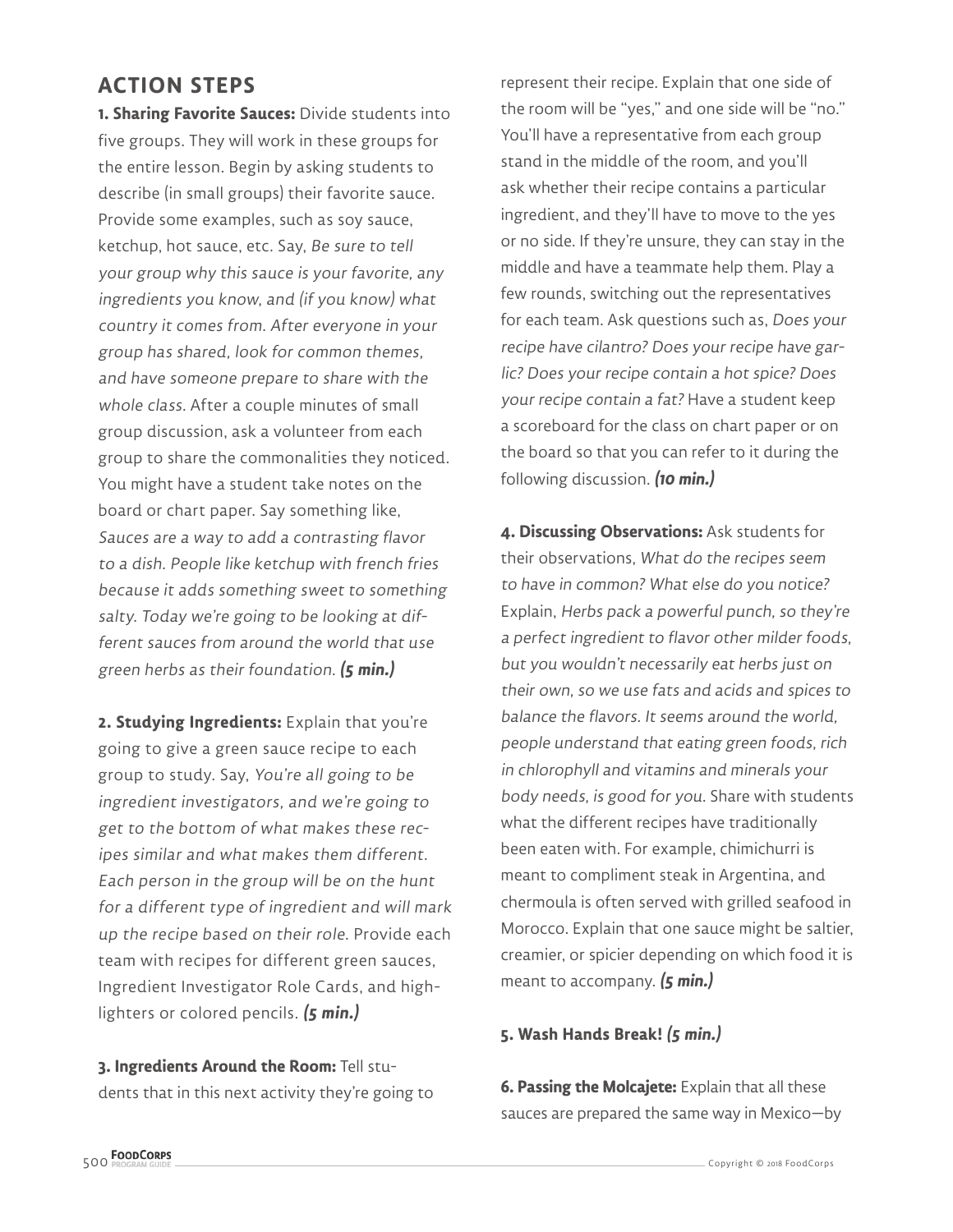## ACTION STEPS

**1. Sharing Favorite Sauces:** Divide students into five groups. They will work in these groups for the entire lesson. Begin by asking students to describe (in small groups) their favorite sauce. Provide some examples, such as soy sauce, ketchup, hot sauce, etc. Say, *Be sure to tell your group why this sauce is your favorite, any ingredients you know, and (if you know) what country it comes from. After everyone in your group has shared, look for common themes, and have someone prepare to share with the whole class.* After a couple minutes of small group discussion, ask a volunteer from each group to share the commonalities they noticed. You might have a student take notes on the board or chart paper. Say something like, *Sauces are a way to add a contrasting flavor to a dish. People like ketchup with french fries because it adds something sweet to something salty. Today we're going to be looking at different sauces from around the world that use green herbs as their foundation.* ***(5 min.)***

**2. Studying Ingredients:** Explain that you're going to give a green sauce recipe to each group to study. Say, *You're all going to be ingredient investigators, and we're going to get to the bottom of what makes these recipes similar and what makes them different. Each person in the group will be on the hunt for a different type of ingredient and will mark up the recipe based on their role.* Provide each team with recipes for different green sauces, Ingredient Investigator Role Cards, and highlighters or colored pencils. ***(5 min.)***

**3. Ingredients Around the Room:** Tell students that in this next activity they're going to represent their recipe. Explain that one side of the room will be "yes," and one side will be "no." You'll have a representative from each group stand in the middle of the room, and you'll ask whether their recipe contains a particular ingredient, and they'll have to move to the yes or no side. If they're unsure, they can stay in the middle and have a teammate help them. Play a few rounds, switching out the representatives for each team. Ask questions such as, *Does your recipe have cilantro? Does your recipe have garlic? Does your recipe contain a hot spice? Does your recipe contain a fat?* Have a student keep a scoreboard for the class on chart paper or on the board so that you can refer to it during the following discussion. ***(10 min.)***

**4. Discussing Observations:** Ask students for their observations, *What do the recipes seem to have in common? What else do you notice?* Explain, *Herbs pack a powerful punch, so they're a perfect ingredient to flavor other milder foods, but you wouldn't necessarily eat herbs just on their own, so we use fats and acids and spices to balance the flavors. It seems around the world, people understand that eating green foods, rich in chlorophyll and vitamins and minerals your body needs, is good for you.* Share with students what the different recipes have traditionally been eaten with. For example, chimichurri is meant to compliment steak in Argentina, and chermoula is often served with grilled seafood in Morocco. Explain that one sauce might be saltier, creamier, or spicier depending on which food it is meant to accompany. ***(5 min.)***

**5. Wash Hands Break!** ***(5 min.)***

**6. Passing the Molcajete:** Explain that all these sauces are prepared the same way in Mexico—by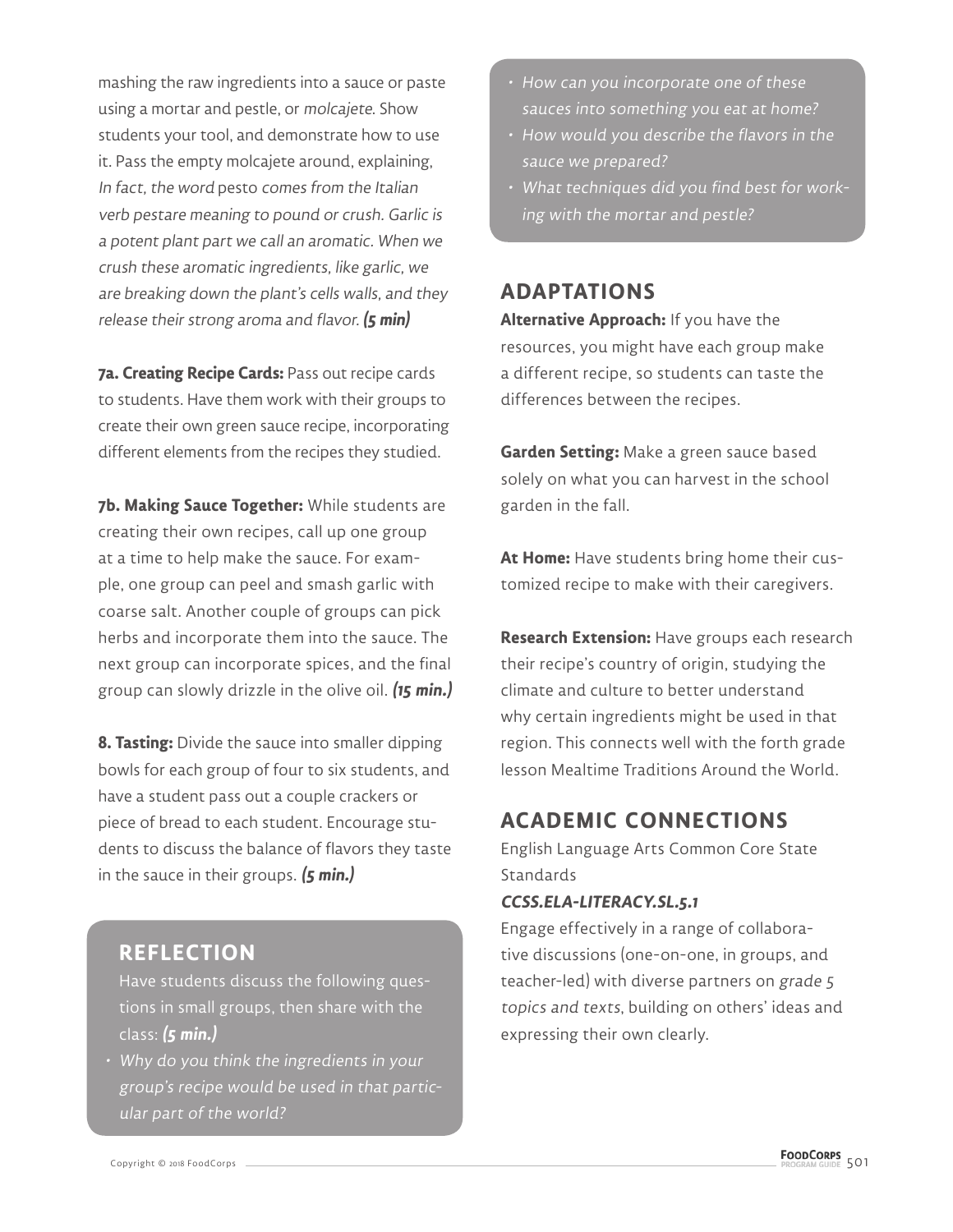mashing the raw ingredients into a sauce or paste using a mortar and pestle, or *molcajete*. Show students your tool, and demonstrate how to use it. Pass the empty molcajete around, explaining, *In fact, the word* pesto *comes from the Italian verb pestare meaning to pound or crush. Garlic is a potent plant part we call an aromatic. When we crush these aromatic ingredients, like garlic, we are breaking down the plant's cells walls, and they release their strong aroma and flavor.* ***(5 min)***

**7a. Creating Recipe Cards:** Pass out recipe cards to students. Have them work with their groups to create their own green sauce recipe, incorporating different elements from the recipes they studied.

**7b. Making Sauce Together:** While students are creating their own recipes, call up one group at a time to help make the sauce. For example, one group can peel and smash garlic with coarse salt. Another couple of groups can pick herbs and incorporate them into the sauce. The next group can incorporate spices, and the final group can slowly drizzle in the olive oil. ***(15 min.)***

**8. Tasting:** Divide the sauce into smaller dipping bowls for each group of four to six students, and have a student pass out a couple crackers or piece of bread to each student. Encourage students to discuss the balance of flavors they taste in the sauce in their groups. ***(5 min.)***

## REFLECTION

Have students discuss the following questions in small groups, then share with the class: ***(5 min.)***

- *Why do you think the ingredients in your group's recipe would be used in that particular part of the world?*
- *How can you incorporate one of these sauces into something you eat at home?*
- *How would you describe the flavors in the sauce we prepared?*
- *What techniques did you find best for working with the mortar and pestle?*

## ADAPTATIONS

**Alternative Approach:** If you have the resources, you might have each group make a different recipe, so students can taste the differences between the recipes.

**Garden Setting:** Make a green sauce based solely on what you can harvest in the school garden in the fall.

**At Home:** Have students bring home their customized recipe to make with their caregivers.

**Research Extension:** Have groups each research their recipe's country of origin, studying the climate and culture to better understand why certain ingredients might be used in that region. This connects well with the forth grade lesson Mealtime Traditions Around the World.

## ACADEMIC CONNECTIONS

English Language Arts Common Core State Standards

***CCSS.ELA-LITERACY.SL.5.1***

Engage effectively in a range of collaborative discussions (one-on-one, in groups, and teacher-led) with diverse partners on *grade 5 topics and texts*, building on others' ideas and expressing their own clearly.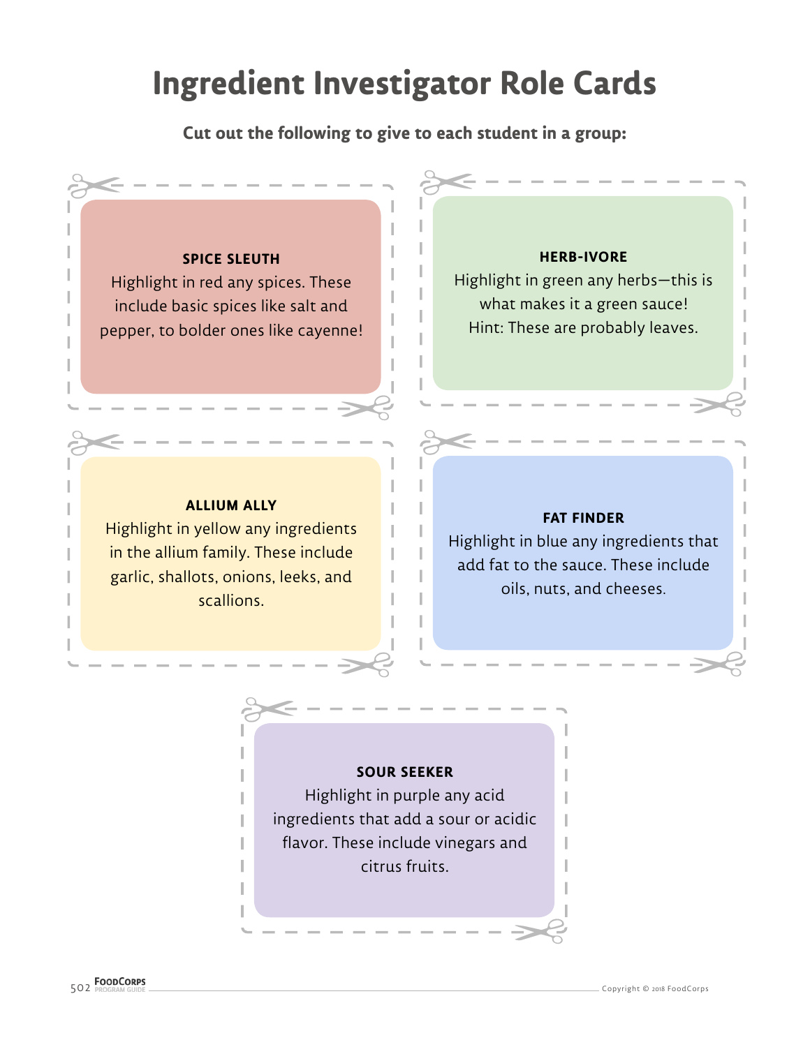# Ingredient Investigator Role Cards

**Cut out the following to give to each student in a group:**

**SPICE SLEUTH**
Highlight in red any spices. These include basic spices like salt and pepper, to bolder ones like cayenne!

**HERB-IVORE**
Highlight in green any herbs—this is what makes it a green sauce!
Hint: These are probably leaves.

**ALLIUM ALLY**
Highlight in yellow any ingredients in the allium family. These include garlic, shallots, onions, leeks, and scallions.

**FAT FINDER**
Highlight in blue any ingredients that add fat to the sauce. These include oils, nuts, and cheeses.

**SOUR SEEKER**
Highlight in purple any acid ingredients that add a sour or acidic flavor. These include vinegars and citrus fruits.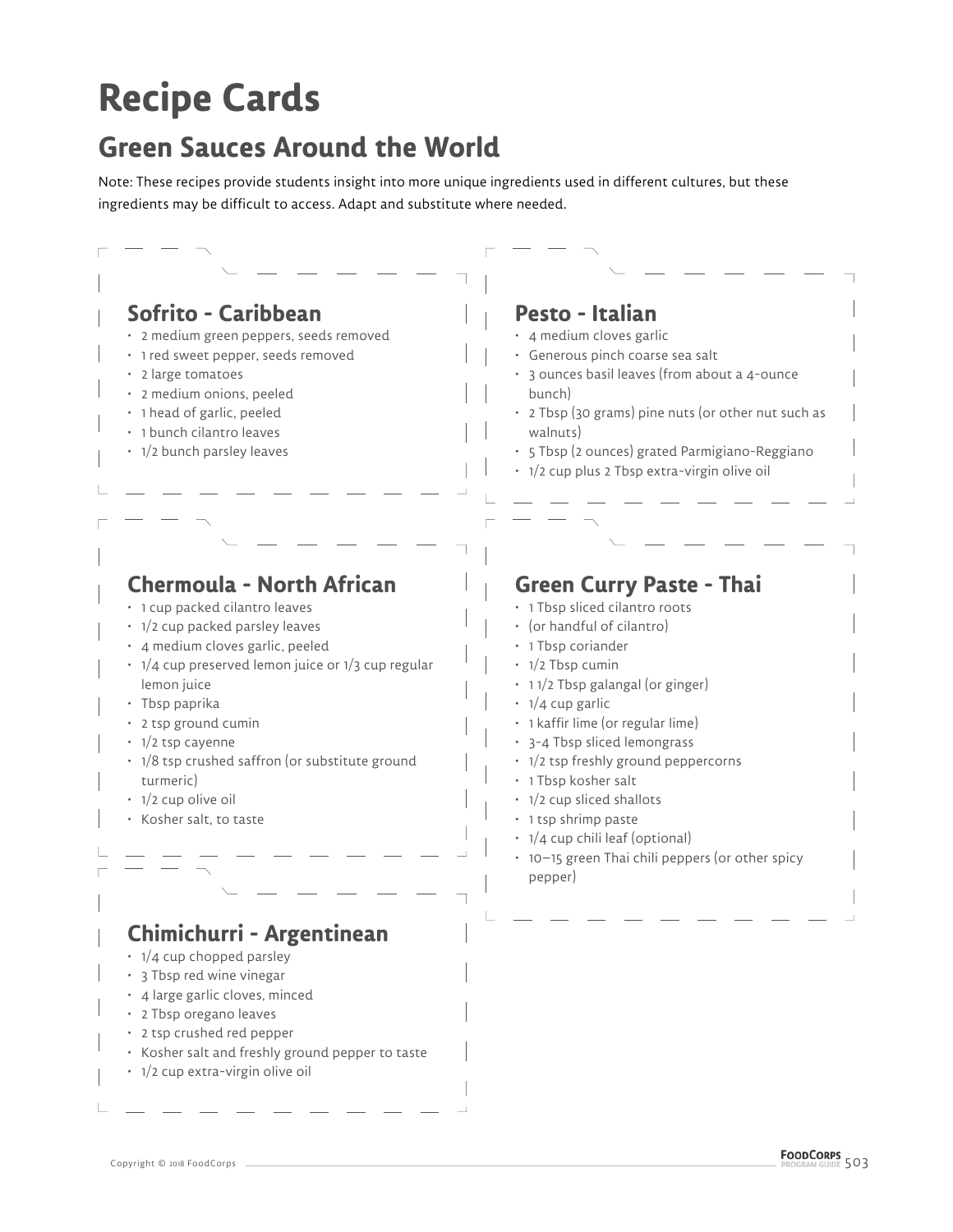# Recipe Cards

## Green Sauces Around the World

Note: These recipes provide students insight into more unique ingredients used in different cultures, but these ingredients may be difficult to access. Adapt and substitute where needed.

### Sofrito - Caribbean

- 2 medium green peppers, seeds removed
- 1 red sweet pepper, seeds removed
- 2 large tomatoes
- 2 medium onions, peeled
- 1 head of garlic, peeled
- 1 bunch cilantro leaves
- 1/2 bunch parsley leaves

### Pesto - Italian

- 4 medium cloves garlic
- Generous pinch coarse sea salt
- 3 ounces basil leaves (from about a 4-ounce bunch)
- 2 Tbsp (30 grams) pine nuts (or other nut such as walnuts)
- 5 Tbsp (2 ounces) grated Parmigiano-Reggiano
- 1/2 cup plus 2 Tbsp extra-virgin olive oil

### Chermoula - North African

- 1 cup packed cilantro leaves
- 1/2 cup packed parsley leaves
- 4 medium cloves garlic, peeled
- 1/4 cup preserved lemon juice or 1/3 cup regular lemon juice
- Tbsp paprika
- 2 tsp ground cumin
- 1/2 tsp cayenne
- 1/8 tsp crushed saffron (or substitute ground turmeric)
- 1/2 cup olive oil
- Kosher salt, to taste

### Green Curry Paste - Thai

- 1 Tbsp sliced cilantro roots
- (or handful of cilantro)
- 1 Tbsp coriander
- 1/2 Tbsp cumin
- 1 1/2 Tbsp galangal (or ginger)
- 1/4 cup garlic
- 1 kaffir lime (or regular lime)
- 3-4 Tbsp sliced lemongrass
- 1/2 tsp freshly ground peppercorns
- 1 Tbsp kosher salt
- 1/2 cup sliced shallots
- 1 tsp shrimp paste
- 1/4 cup chili leaf (optional)
- 10–15 green Thai chili peppers (or other spicy pepper)

### Chimichurri - Argentinean

- 1/4 cup chopped parsley
- 3 Tbsp red wine vinegar
- 4 large garlic cloves, minced
- 2 Tbsp oregano leaves
- 2 tsp crushed red pepper
- Kosher salt and freshly ground pepper to taste
- 1/2 cup extra-virgin olive oil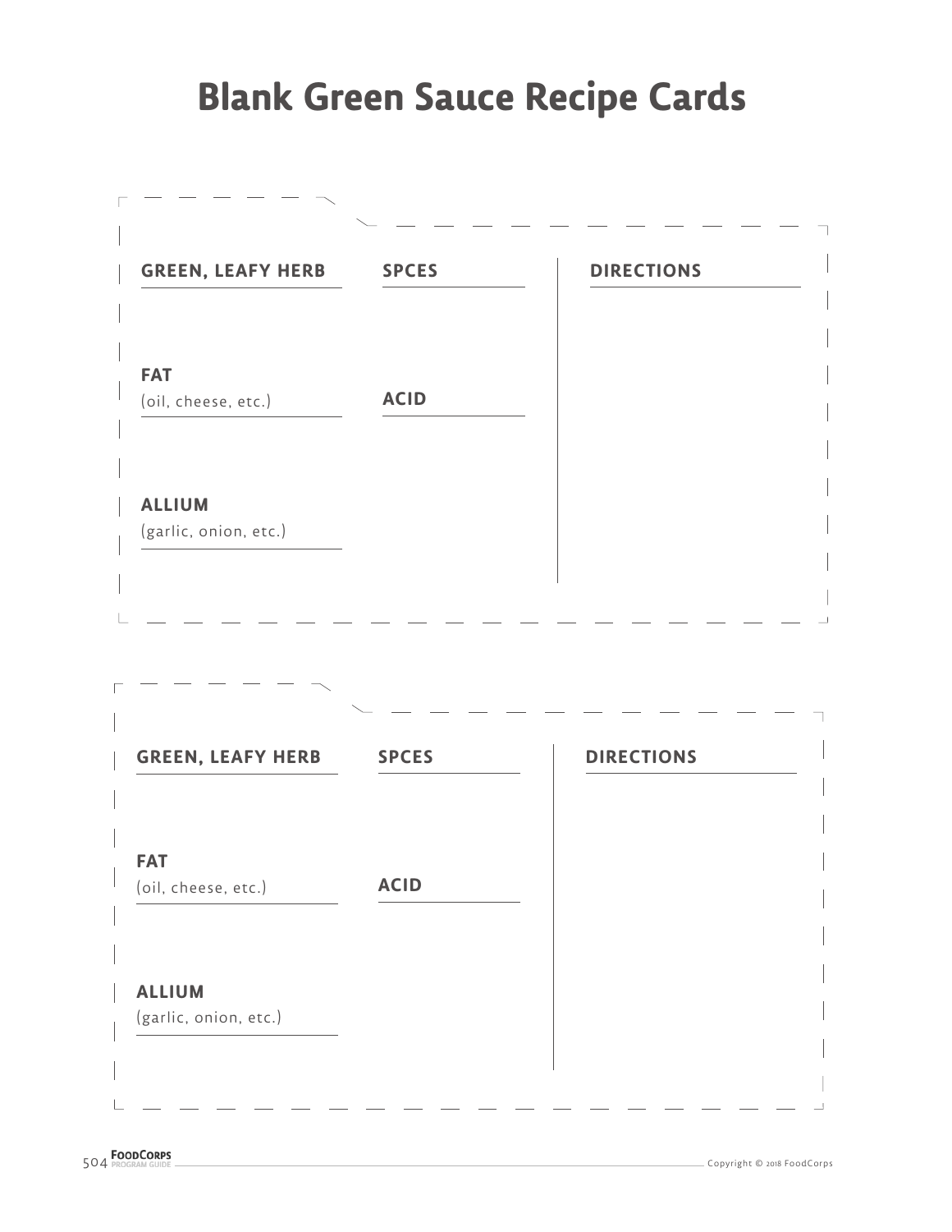# Blank Green Sauce Recipe Cards

**GREEN, LEAFY HERB**

**SPCES**

**DIRECTIONS**

**FAT**
(oil, cheese, etc.)

**ACID**

**ALLIUM**
(garlic, onion, etc.)

---

**GREEN, LEAFY HERB**

**SPCES**

**DIRECTIONS**

**FAT**
(oil, cheese, etc.)

**ACID**

**ALLIUM**
(garlic, onion, etc.)